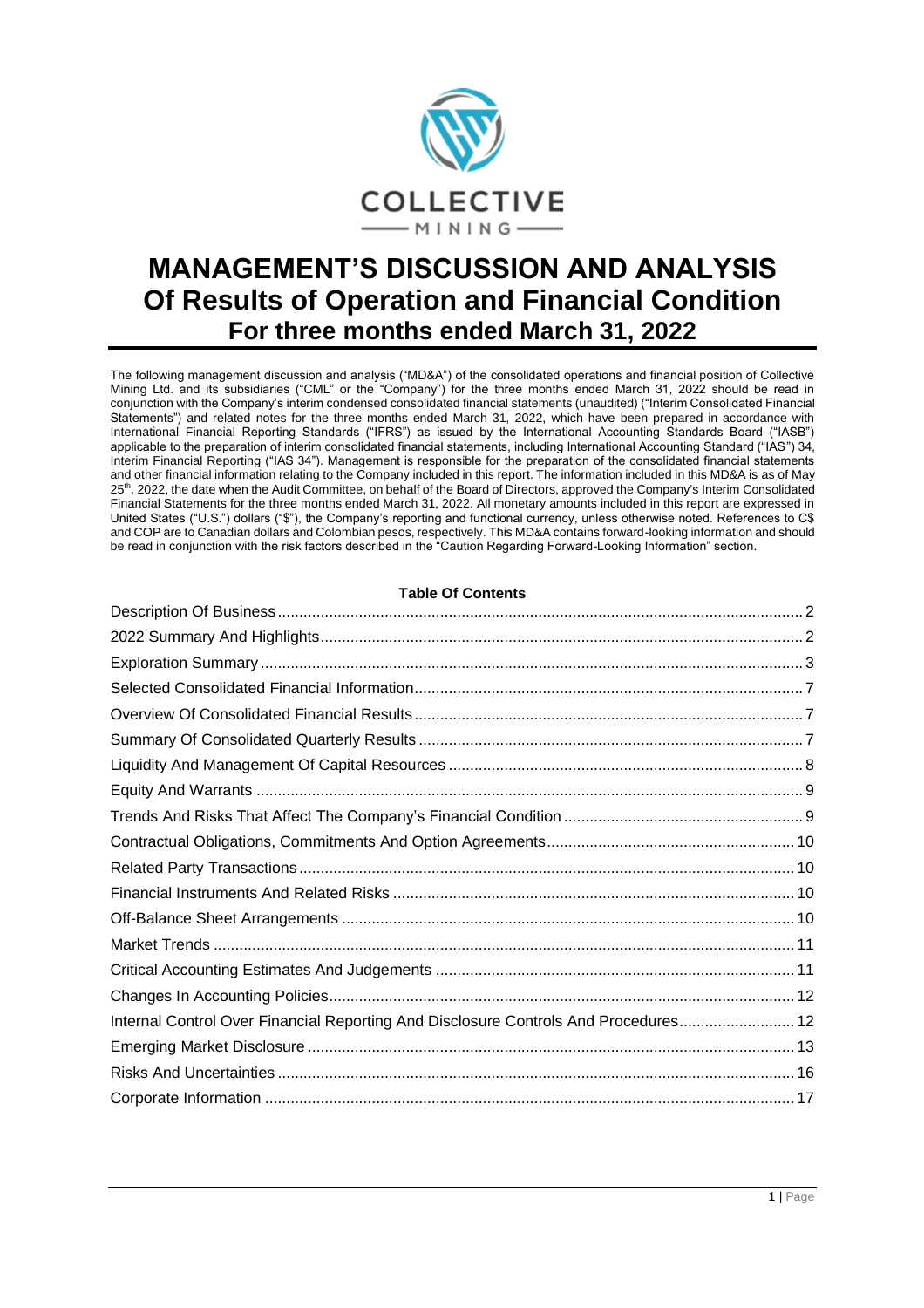# MANAGEMENT'S DISCUSSION AND ANALYSIS

## Of Results of Operation and Financial Condition

### For three months ended March 31, 2022

The following management discussion and analysis ("MD&A") of the consolidated operations and financial position of Collective Mining Ltd. and its subsidiaries ("CML" or the "Company") for the three months ended March 31, 2022 should be read in conjunction with the Company's interim condensed consolidated financial statements (unaudited) ("Interim Consolidated Financial Statements") and related notes for the three months ended March 31, 2022, which have been prepared in accordance with International Financial Reporting Standards ("IFRS") as issued by the International Accounting Standards Board ("IASB") applicable to the preparation of interim consolidated financial statements, including International Accounting Standard ("IAS") 34, Interim Financial Reporting ("IAS 34"). Management is responsible for the preparation of the consolidated financial statements and other financial information relating to the Company included in this report. The information included in this MD&A is as of May 25th, 2022, the date when the Audit Committee, on behalf of the Board of Directors, approved the Company's Interim Consolidated Financial Statements for the three months ended March 31, 2022. All monetary amounts included in this report are expressed in United States ("U.S.") dollars ("$"), the Company's reporting and functional currency, unless otherwise noted. References to C$ and COP are to Canadian dollars and Colombian pesos, respectively. This MD&A contains forward-looking information and should be read in conjunction with the risk factors described in the "Caution Regarding Forward-Looking Information" section.

**Table Of Contents**

| | |
|---|---|
| Description Of Business | 2 |
| 2022 Summary And Highlights | 2 |
| Exploration Summary | 3 |
| Selected Consolidated Financial Information | 7 |
| Overview Of Consolidated Financial Results | 7 |
| Summary Of Consolidated Quarterly Results | 7 |
| Liquidity And Management Of Capital Resources | 8 |
| Equity And Warrants | 9 |
| Trends And Risks That Affect The Company's Financial Condition | 9 |
| Contractual Obligations, Commitments And Option Agreements | 10 |
| Related Party Transactions | 10 |
| Financial Instruments And Related Risks | 10 |
| Off-Balance Sheet Arrangements | 10 |
| Market Trends | 11 |
| Critical Accounting Estimates And Judgements | 11 |
| Changes In Accounting Policies | 12 |
| Internal Control Over Financial Reporting And Disclosure Controls And Procedures | 12 |
| Emerging Market Disclosure | 13 |
| Risks And Uncertainties | 16 |
| Corporate Information | 17 |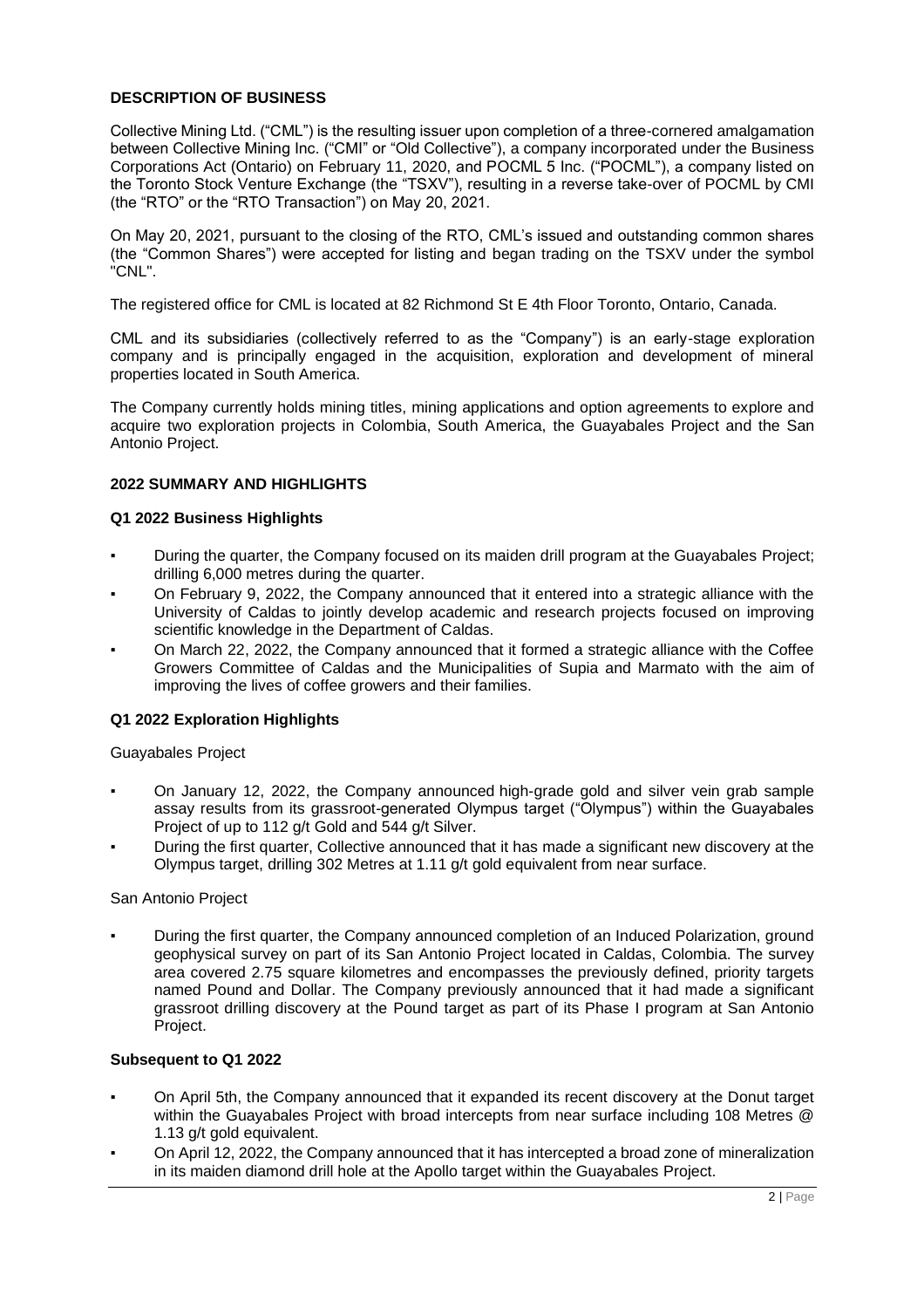## DESCRIPTION OF BUSINESS

Collective Mining Ltd. ("CML") is the resulting issuer upon completion of a three-cornered amalgamation between Collective Mining Inc. ("CMI" or "Old Collective"), a company incorporated under the Business Corporations Act (Ontario) on February 11, 2020, and POCML 5 Inc. ("POCML"), a company listed on the Toronto Stock Venture Exchange (the "TSXV"), resulting in a reverse take-over of POCML by CMI (the "RTO" or the "RTO Transaction") on May 20, 2021.

On May 20, 2021, pursuant to the closing of the RTO, CML's issued and outstanding common shares (the "Common Shares") were accepted for listing and began trading on the TSXV under the symbol "CNL".

The registered office for CML is located at 82 Richmond St E 4th Floor Toronto, Ontario, Canada.

CML and its subsidiaries (collectively referred to as the "Company") is an early-stage exploration company and is principally engaged in the acquisition, exploration and development of mineral properties located in South America.

The Company currently holds mining titles, mining applications and option agreements to explore and acquire two exploration projects in Colombia, South America, the Guayabales Project and the San Antonio Project.

## 2022 SUMMARY AND HIGHLIGHTS

### Q1 2022 Business Highlights

- During the quarter, the Company focused on its maiden drill program at the Guayabales Project; drilling 6,000 metres during the quarter.
- On February 9, 2022, the Company announced that it entered into a strategic alliance with the University of Caldas to jointly develop academic and research projects focused on improving scientific knowledge in the Department of Caldas.
- On March 22, 2022, the Company announced that it formed a strategic alliance with the Coffee Growers Committee of Caldas and the Municipalities of Supia and Marmato with the aim of improving the lives of coffee growers and their families.

### Q1 2022 Exploration Highlights

Guayabales Project

- On January 12, 2022, the Company announced high-grade gold and silver vein grab sample assay results from its grassroot-generated Olympus target ("Olympus") within the Guayabales Project of up to 112 g/t Gold and 544 g/t Silver.
- During the first quarter, Collective announced that it has made a significant new discovery at the Olympus target, drilling 302 Metres at 1.11 g/t gold equivalent from near surface.

San Antonio Project

- During the first quarter, the Company announced completion of an Induced Polarization, ground geophysical survey on part of its San Antonio Project located in Caldas, Colombia. The survey area covered 2.75 square kilometres and encompasses the previously defined, priority targets named Pound and Dollar. The Company previously announced that it had made a significant grassroot drilling discovery at the Pound target as part of its Phase I program at San Antonio Project.

### Subsequent to Q1 2022

- On April 5th, the Company announced that it expanded its recent discovery at the Donut target within the Guayabales Project with broad intercepts from near surface including 108 Metres @ 1.13 g/t gold equivalent.
- On April 12, 2022, the Company announced that it has intercepted a broad zone of mineralization in its maiden diamond drill hole at the Apollo target within the Guayabales Project.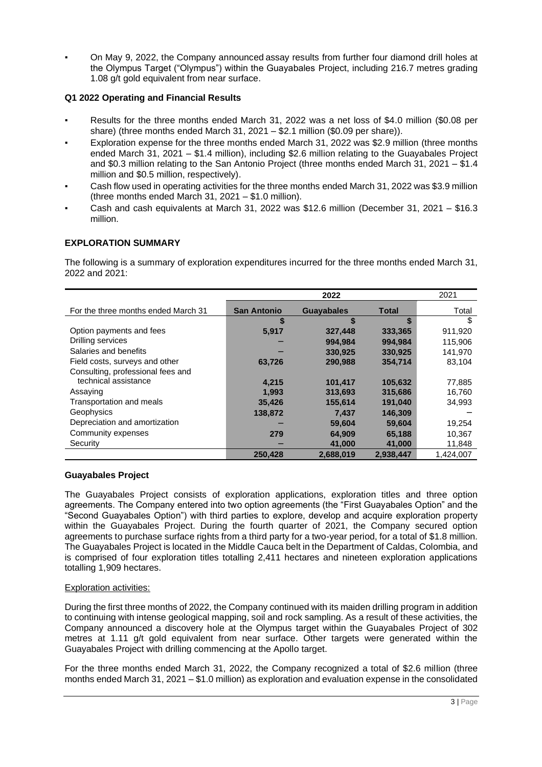- On May 9, 2022, the Company announced assay results from further four diamond drill holes at the Olympus Target ("Olympus") within the Guayabales Project, including 216.7 metres grading 1.08 g/t gold equivalent from near surface.

**Q1 2022 Operating and Financial Results**

- Results for the three months ended March 31, 2022 was a net loss of $4.0 million ($0.08 per share) (three months ended March 31, 2021 – $2.1 million ($0.09 per share)).
- Exploration expense for the three months ended March 31, 2022 was $2.9 million (three months ended March 31, 2021 – $1.4 million), including $2.6 million relating to the Guayabales Project and $0.3 million relating to the San Antonio Project (three months ended March 31, 2021 – $1.4 million and $0.5 million, respectively).
- Cash flow used in operating activities for the three months ended March 31, 2022 was $3.9 million (three months ended March 31, 2021 – $1.0 million).
- Cash and cash equivalents at March 31, 2022 was $12.6 million (December 31, 2021 – $16.3 million.

**EXPLORATION SUMMARY**

The following is a summary of exploration expenditures incurred for the three months ended March 31, 2022 and 2021:

| | 2022 | | | 2021 |
|---|---|---|---|---|
| For the three months ended March 31 | **San Antonio** | **Guayabales** | **Total** | Total |
| | **$** | **$** | **$** | $ |
| Option payments and fees | **5,917** | **327,448** | **333,365** | 911,920 |
| Drilling services | **–** | **994,984** | **994,984** | 115,906 |
| Salaries and benefits | **–** | **330,925** | **330,925** | 141,970 |
| Field costs, surveys and other | **63,726** | **290,988** | **354,714** | 83,104 |
| Consulting, professional fees and technical assistance | **4,215** | **101,417** | **105,632** | 77,885 |
| Assaying | **1,993** | **313,693** | **315,686** | 16,760 |
| Transportation and meals | **35,426** | **155,614** | **191,040** | 34,993 |
| Geophysics | **138,872** | **7,437** | **146,309** | – |
| Depreciation and amortization | **–** | **59,604** | **59,604** | 19,254 |
| Community expenses | **279** | **64,909** | **65,188** | 10,367 |
| Security | **–** | **41,000** | **41,000** | 11,848 |
| | **250,428** | **2,688,019** | **2,938,447** | 1,424,007 |

**Guayabales Project**

The Guayabales Project consists of exploration applications, exploration titles and three option agreements. The Company entered into two option agreements (the "First Guayabales Option" and the "Second Guayabales Option") with third parties to explore, develop and acquire exploration property within the Guayabales Project. During the fourth quarter of 2021, the Company secured option agreements to purchase surface rights from a third party for a two-year period, for a total of $1.8 million. The Guayabales Project is located in the Middle Cauca belt in the Department of Caldas, Colombia, and is comprised of four exploration titles totalling 2,411 hectares and nineteen exploration applications totalling 1,909 hectares.

Exploration activities:

During the first three months of 2022, the Company continued with its maiden drilling program in addition to continuing with intense geological mapping, soil and rock sampling. As a result of these activities, the Company announced a discovery hole at the Olympus target within the Guayabales Project of 302 metres at 1.11 g/t gold equivalent from near surface. Other targets were generated within the Guayabales Project with drilling commencing at the Apollo target.

For the three months ended March 31, 2022, the Company recognized a total of $2.6 million (three months ended March 31, 2021 – $1.0 million) as exploration and evaluation expense in the consolidated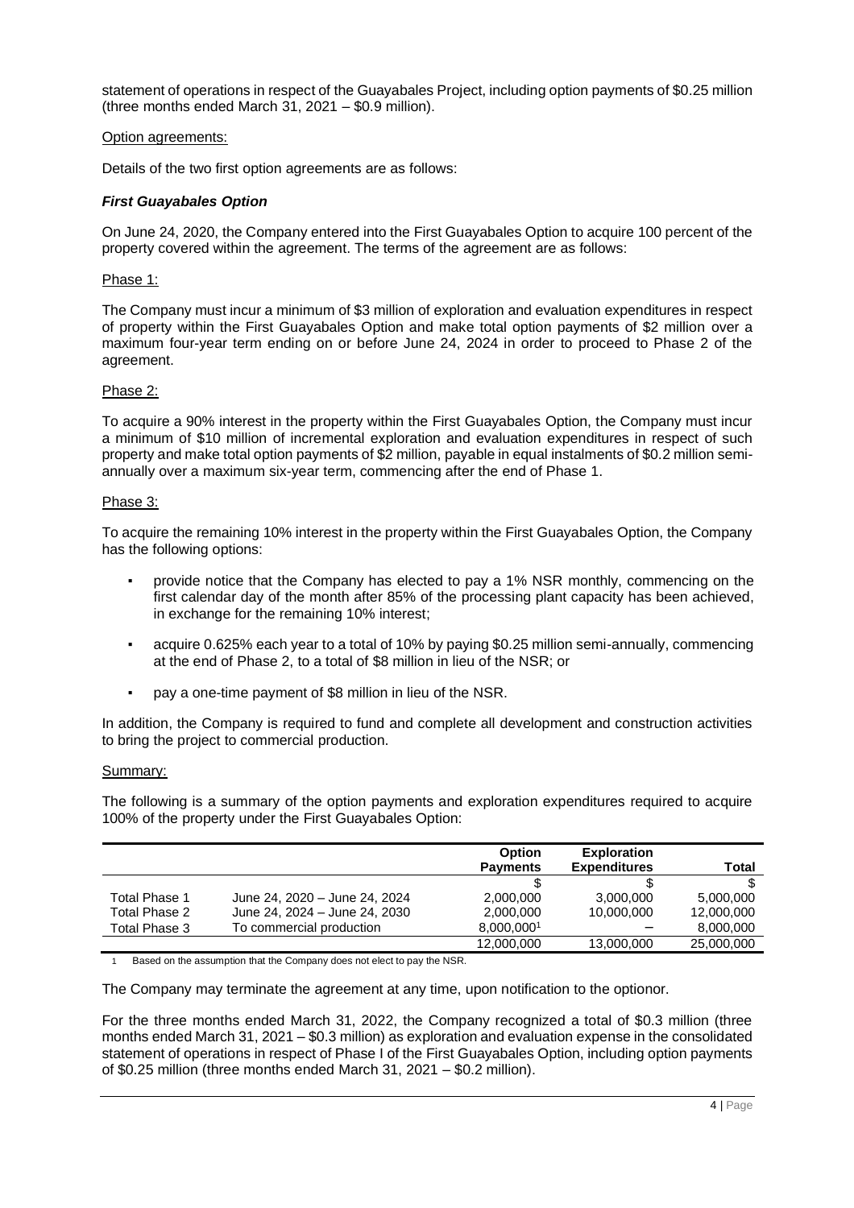statement of operations in respect of the Guayabales Project, including option payments of $0.25 million (three months ended March 31, 2021 – $0.9 million).

Option agreements:

Details of the two first option agreements are as follows:

### *First Guayabales Option*

On June 24, 2020, the Company entered into the First Guayabales Option to acquire 100 percent of the property covered within the agreement. The terms of the agreement are as follows:

Phase 1:

The Company must incur a minimum of $3 million of exploration and evaluation expenditures in respect of property within the First Guayabales Option and make total option payments of $2 million over a maximum four-year term ending on or before June 24, 2024 in order to proceed to Phase 2 of the agreement.

Phase 2:

To acquire a 90% interest in the property within the First Guayabales Option, the Company must incur a minimum of $10 million of incremental exploration and evaluation expenditures in respect of such property and make total option payments of $2 million, payable in equal instalments of $0.2 million semi-annually over a maximum six-year term, commencing after the end of Phase 1.

Phase 3:

To acquire the remaining 10% interest in the property within the First Guayabales Option, the Company has the following options:

- provide notice that the Company has elected to pay a 1% NSR monthly, commencing on the first calendar day of the month after 85% of the processing plant capacity has been achieved, in exchange for the remaining 10% interest;
- acquire 0.625% each year to a total of 10% by paying $0.25 million semi-annually, commencing at the end of Phase 2, to a total of $8 million in lieu of the NSR; or
- pay a one-time payment of $8 million in lieu of the NSR.

In addition, the Company is required to fund and complete all development and construction activities to bring the project to commercial production.

Summary:

The following is a summary of the option payments and exploration expenditures required to acquire 100% of the property under the First Guayabales Option:

| | | Option Payments | Exploration Expenditures | Total |
|---|---|---|---|---|
| | | $ | $ | $ |
| Total Phase 1 | June 24, 2020 – June 24, 2024 | 2,000,000 | 3,000,000 | 5,000,000 |
| Total Phase 2 | June 24, 2024 – June 24, 2030 | 2,000,000 | 10,000,000 | 12,000,000 |
| Total Phase 3 | To commercial production | 8,000,000[1] | – | 8,000,000 |
| | | 12,000,000 | 13,000,000 | 25,000,000 |

1 Based on the assumption that the Company does not elect to pay the NSR.

The Company may terminate the agreement at any time, upon notification to the optionor.

For the three months ended March 31, 2022, the Company recognized a total of $0.3 million (three months ended March 31, 2021 – $0.3 million) as exploration and evaluation expense in the consolidated statement of operations in respect of Phase I of the First Guayabales Option, including option payments of $0.25 million (three months ended March 31, 2021 – $0.2 million).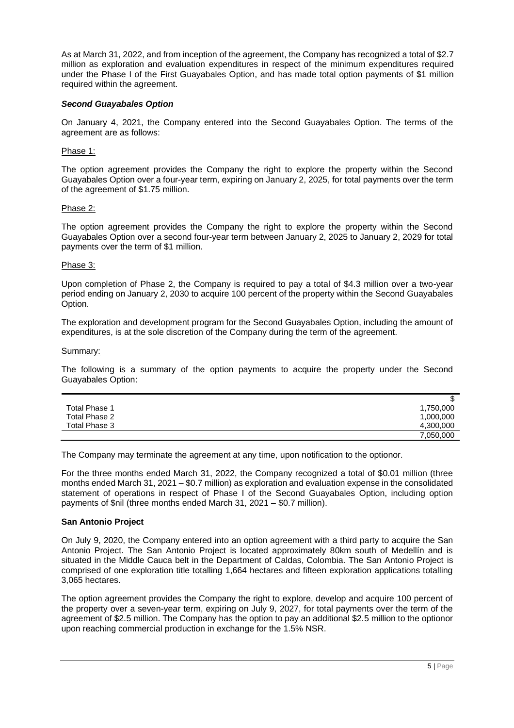As at March 31, 2022, and from inception of the agreement, the Company has recognized a total of $2.7 million as exploration and evaluation expenditures in respect of the minimum expenditures required under the Phase I of the First Guayabales Option, and has made total option payments of $1 million required within the agreement.

***Second Guayabales Option***

On January 4, 2021, the Company entered into the Second Guayabales Option. The terms of the agreement are as follows:

Phase 1:

The option agreement provides the Company the right to explore the property within the Second Guayabales Option over a four-year term, expiring on January 2, 2025, for total payments over the term of the agreement of $1.75 million.

Phase 2:

The option agreement provides the Company the right to explore the property within the Second Guayabales Option over a second four-year term between January 2, 2025 to January 2, 2029 for total payments over the term of $1 million.

Phase 3:

Upon completion of Phase 2, the Company is required to pay a total of $4.3 million over a two-year period ending on January 2, 2030 to acquire 100 percent of the property within the Second Guayabales Option.

The exploration and development program for the Second Guayabales Option, including the amount of expenditures, is at the sole discretion of the Company during the term of the agreement.

Summary:

The following is a summary of the option payments to acquire the property under the Second Guayabales Option:

| | $ |
|---|---|
| Total Phase 1 | 1,750,000 |
| Total Phase 2 | 1,000,000 |
| Total Phase 3 | 4,300,000 |
| | 7,050,000 |

The Company may terminate the agreement at any time, upon notification to the optionor.

For the three months ended March 31, 2022, the Company recognized a total of $0.01 million (three months ended March 31, 2021 – $0.7 million) as exploration and evaluation expense in the consolidated statement of operations in respect of Phase I of the Second Guayabales Option, including option payments of $nil (three months ended March 31, 2021 – $0.7 million).

**San Antonio Project**

On July 9, 2020, the Company entered into an option agreement with a third party to acquire the San Antonio Project. The San Antonio Project is located approximately 80km south of Medellín and is situated in the Middle Cauca belt in the Department of Caldas, Colombia. The San Antonio Project is comprised of one exploration title totalling 1,664 hectares and fifteen exploration applications totalling 3,065 hectares.

The option agreement provides the Company the right to explore, develop and acquire 100 percent of the property over a seven-year term, expiring on July 9, 2027, for total payments over the term of the agreement of $2.5 million. The Company has the option to pay an additional $2.5 million to the optionor upon reaching commercial production in exchange for the 1.5% NSR.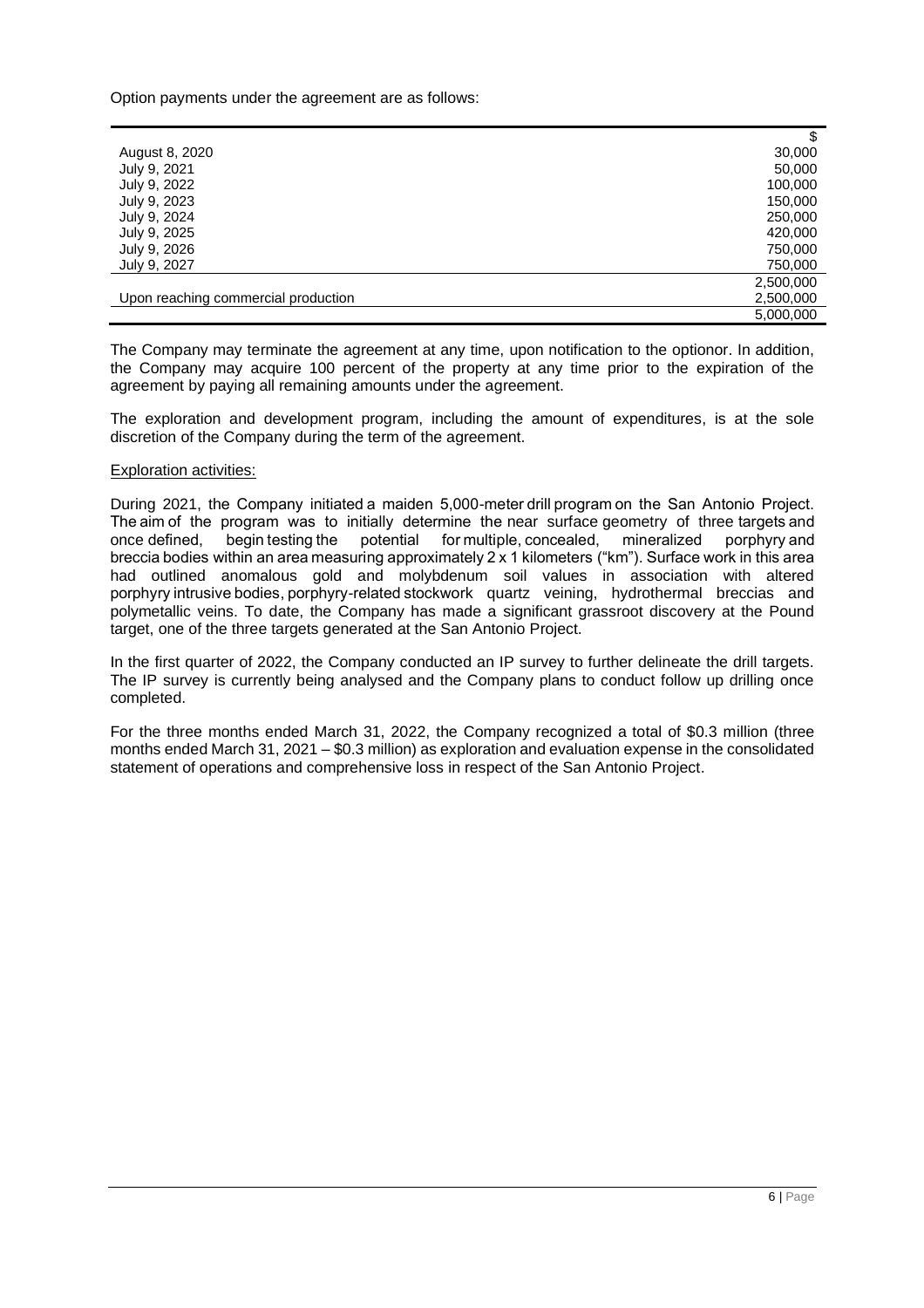Option payments under the agreement are as follows:

| | $ |
|---|---|
| August 8, 2020 | 30,000 |
| July 9, 2021 | 50,000 |
| July 9, 2022 | 100,000 |
| July 9, 2023 | 150,000 |
| July 9, 2024 | 250,000 |
| July 9, 2025 | 420,000 |
| July 9, 2026 | 750,000 |
| July 9, 2027 | 750,000 |
| | 2,500,000 |
| Upon reaching commercial production | 2,500,000 |
| | 5,000,000 |

The Company may terminate the agreement at any time, upon notification to the optionor. In addition, the Company may acquire 100 percent of the property at any time prior to the expiration of the agreement by paying all remaining amounts under the agreement.

The exploration and development program, including the amount of expenditures, is at the sole discretion of the Company during the term of the agreement.

Exploration activities:

During 2021, the Company initiated a maiden 5,000-meter drill program on the San Antonio Project. The aim of the program was to initially determine the near surface geometry of three targets and once defined, begin testing the potential for multiple, concealed, mineralized porphyry and breccia bodies within an area measuring approximately 2 x 1 kilometers ("km"). Surface work in this area had outlined anomalous gold and molybdenum soil values in association with altered porphyry intrusive bodies, porphyry-related stockwork quartz veining, hydrothermal breccias and polymetallic veins. To date, the Company has made a significant grassroot discovery at the Pound target, one of the three targets generated at the San Antonio Project.

In the first quarter of 2022, the Company conducted an IP survey to further delineate the drill targets. The IP survey is currently being analysed and the Company plans to conduct follow up drilling once completed.

For the three months ended March 31, 2022, the Company recognized a total of $0.3 million (three months ended March 31, 2021 – $0.3 million) as exploration and evaluation expense in the consolidated statement of operations and comprehensive loss in respect of the San Antonio Project.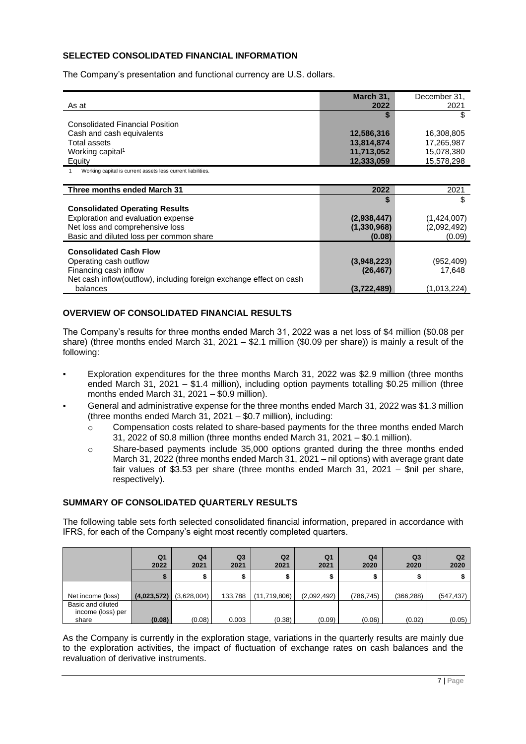## SELECTED CONSOLIDATED FINANCIAL INFORMATION

The Company's presentation and functional currency are U.S. dollars.

| As at | March 31, 2022 | December 31, 2021 |
|---|---|---|
| | **$** | $ |
| Consolidated Financial Position | | |
| Cash and cash equivalents | **12,586,316** | 16,308,805 |
| Total assets | **13,814,874** | 17,265,987 |
| Working capital[1] | **11,713,052** | 15,078,380 |
| Equity | **12,333,059** | 15,578,298 |

1 Working capital is current assets less current liabilities.

| Three months ended March 31 | 2022 | 2021 |
|---|---|---|
| | **$** | $ |
| **Consolidated Operating Results** | | |
| Exploration and evaluation expense | **(2,938,447)** | (1,424,007) |
| Net loss and comprehensive loss | **(1,330,968)** | (2,092,492) |
| Basic and diluted loss per common share | **(0.08)** | (0.09) |
| **Consolidated Cash Flow** | | |
| Operating cash outflow | **(3,948,223)** | (952,409) |
| Financing cash inflow | **(26,467)** | 17,648 |
| Net cash inflow(outflow), including foreign exchange effect on cash balances | **(3,722,489)** | (1,013,224) |

## OVERVIEW OF CONSOLIDATED FINANCIAL RESULTS

The Company's results for three months ended March 31, 2022 was a net loss of $4 million ($0.08 per share) (three months ended March 31, 2021 – $2.1 million ($0.09 per share)) is mainly a result of the following:

- Exploration expenditures for the three months March 31, 2022 was $2.9 million (three months ended March 31, 2021 – $1.4 million), including option payments totalling $0.25 million (three months ended March 31, 2021 – $0.9 million).
- General and administrative expense for the three months ended March 31, 2022 was $1.3 million (three months ended March 31, 2021 – $0.7 million), including:
  - Compensation costs related to share-based payments for the three months ended March 31, 2022 of $0.8 million (three months ended March 31, 2021 – $0.1 million).
  - Share-based payments include 35,000 options granted during the three months ended March 31, 2022 (three months ended March 31, 2021 – nil options) with average grant date fair values of $3.53 per share (three months ended March 31, 2021 – $nil per share, respectively).

## SUMMARY OF CONSOLIDATED QUARTERLY RESULTS

The following table sets forth selected consolidated financial information, prepared in accordance with IFRS, for each of the Company's eight most recently completed quarters.

| | Q1 2022 | Q4 2021 | Q3 2021 | Q2 2021 | Q1 2021 | Q4 2020 | Q3 2020 | Q2 2020 |
|---|---|---|---|---|---|---|---|---|
| | **$** | $ | $ | $ | $ | $ | $ | $ |
| Net income (loss) | **(4,023,572)** | (3,628,004) | 133,788 | (11,719,806) | (2,092,492) | (786,745) | (366,288) | (547,437) |
| Basic and diluted income (loss) per share | **(0.08)** | (0.08) | 0.003 | (0.38) | (0.09) | (0.06) | (0.02) | (0.05) |

As the Company is currently in the exploration stage, variations in the quarterly results are mainly due to the exploration activities, the impact of fluctuation of exchange rates on cash balances and the revaluation of derivative instruments.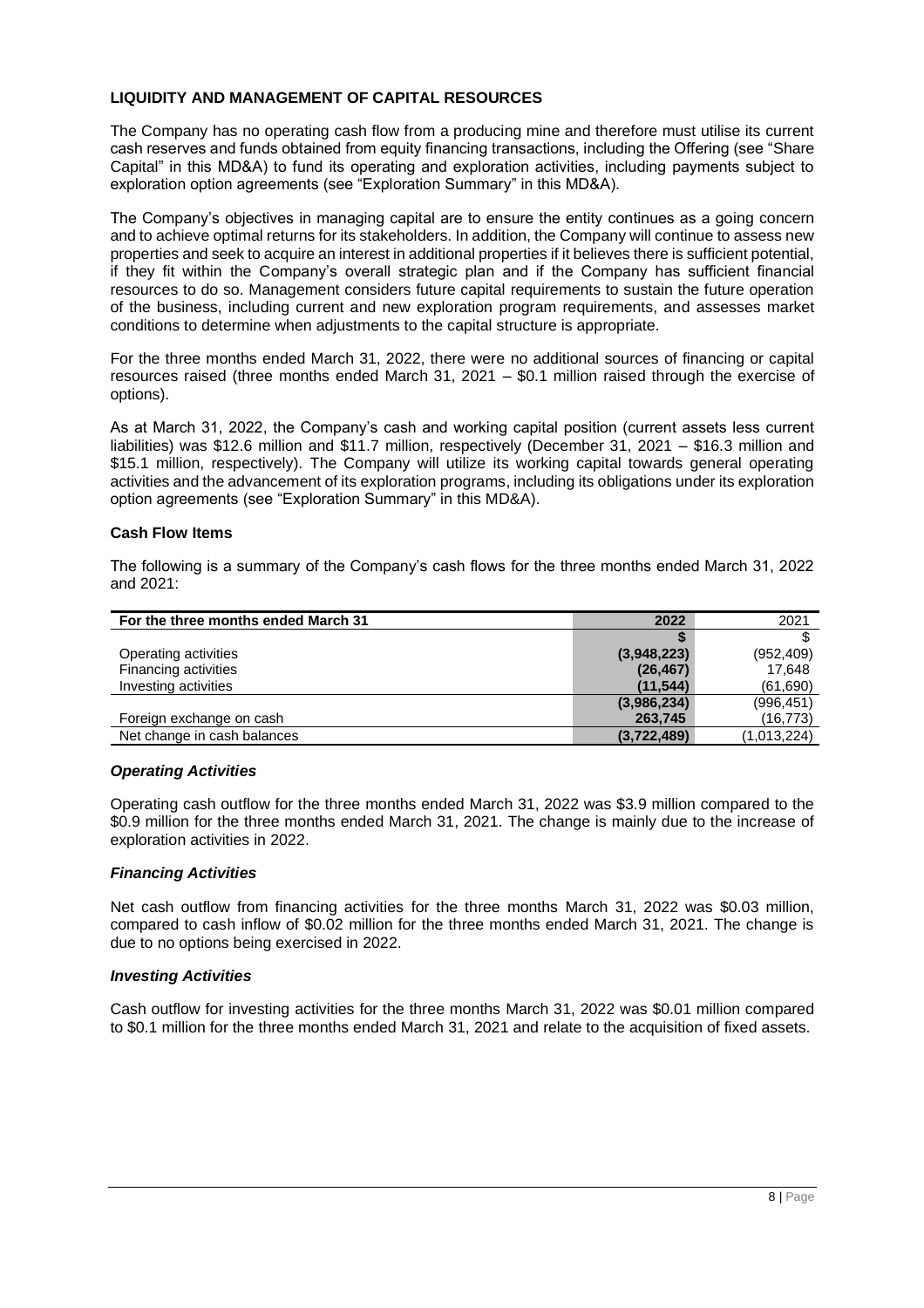## LIQUIDITY AND MANAGEMENT OF CAPITAL RESOURCES

The Company has no operating cash flow from a producing mine and therefore must utilise its current cash reserves and funds obtained from equity financing transactions, including the Offering (see "Share Capital" in this MD&A) to fund its operating and exploration activities, including payments subject to exploration option agreements (see "Exploration Summary" in this MD&A).

The Company's objectives in managing capital are to ensure the entity continues as a going concern and to achieve optimal returns for its stakeholders. In addition, the Company will continue to assess new properties and seek to acquire an interest in additional properties if it believes there is sufficient potential, if they fit within the Company's overall strategic plan and if the Company has sufficient financial resources to do so. Management considers future capital requirements to sustain the future operation of the business, including current and new exploration program requirements, and assesses market conditions to determine when adjustments to the capital structure is appropriate.

For the three months ended March 31, 2022, there were no additional sources of financing or capital resources raised (three months ended March 31, 2021 – $0.1 million raised through the exercise of options).

As at March 31, 2022, the Company's cash and working capital position (current assets less current liabilities) was $12.6 million and $11.7 million, respectively (December 31, 2021 – $16.3 million and $15.1 million, respectively). The Company will utilize its working capital towards general operating activities and the advancement of its exploration programs, including its obligations under its exploration option agreements (see "Exploration Summary" in this MD&A).

### Cash Flow Items

The following is a summary of the Company's cash flows for the three months ended March 31, 2022 and 2021:

| For the three months ended March 31 | 2022 | 2021 |
|---|---|---|
| | **$** | $ |
| Operating activities | **(3,948,223)** | (952,409) |
| Financing activities | **(26,467)** | 17,648 |
| Investing activities | **(11,544)** | (61,690) |
| | **(3,986,234)** | (996,451) |
| Foreign exchange on cash | **263,745** | (16,773) |
| Net change in cash balances | **(3,722,489)** | (1,013,224) |

#### *Operating Activities*

Operating cash outflow for the three months ended March 31, 2022 was $3.9 million compared to the $0.9 million for the three months ended March 31, 2021. The change is mainly due to the increase of exploration activities in 2022.

#### *Financing Activities*

Net cash outflow from financing activities for the three months March 31, 2022 was $0.03 million, compared to cash inflow of $0.02 million for the three months ended March 31, 2021. The change is due to no options being exercised in 2022.

#### *Investing Activities*

Cash outflow for investing activities for the three months March 31, 2022 was $0.01 million compared to $0.1 million for the three months ended March 31, 2021 and relate to the acquisition of fixed assets.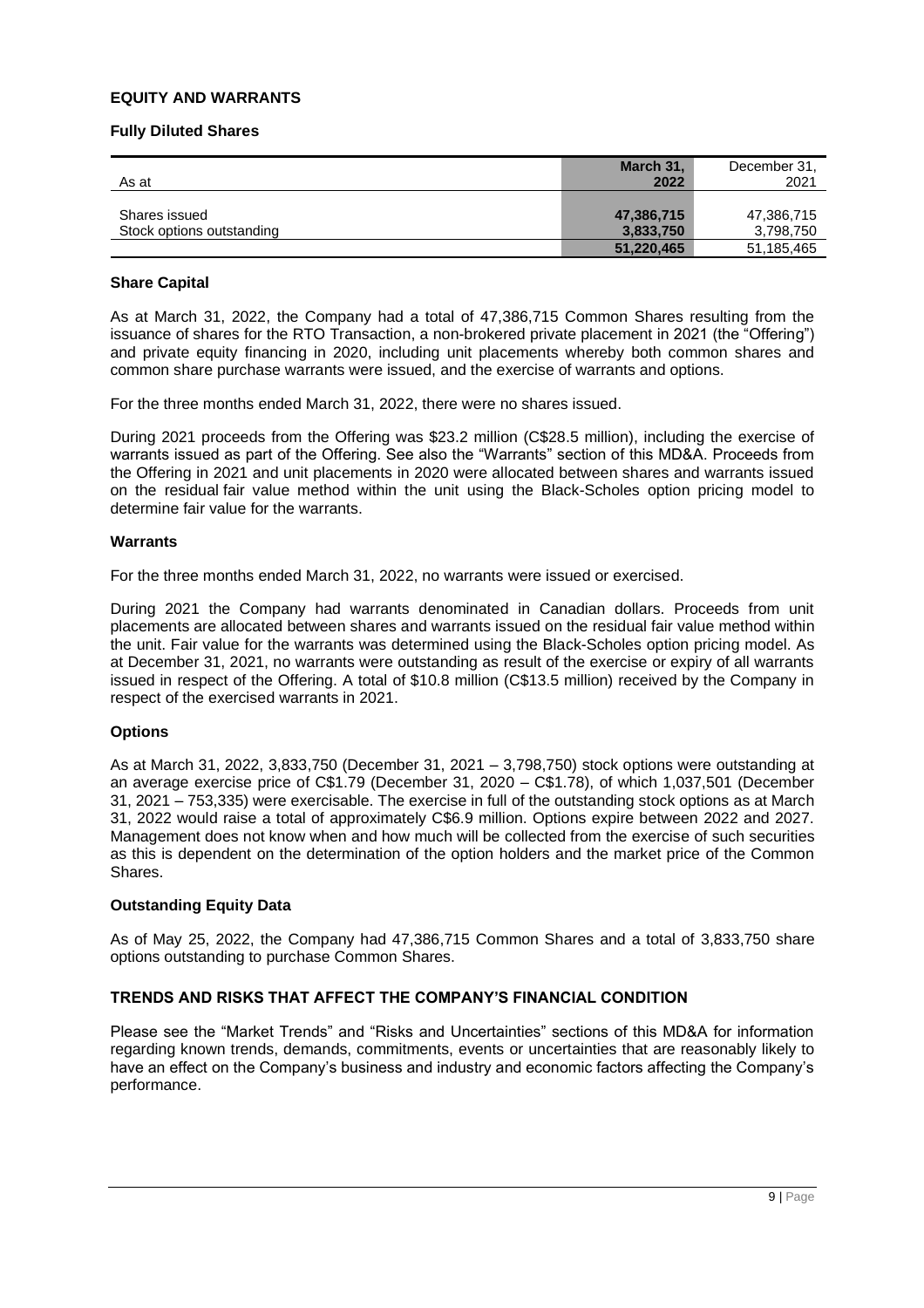## EQUITY AND WARRANTS

### Fully Diluted Shares

| As at | **March 31, 2022** | December 31, 2021 |
|---|---|---|
| Shares issued | **47,386,715** | 47,386,715 |
| Stock options outstanding | **3,833,750** | 3,798,750 |
| | **51,220,465** | 51,185,465 |

### Share Capital

As at March 31, 2022, the Company had a total of 47,386,715 Common Shares resulting from the issuance of shares for the RTO Transaction, a non-brokered private placement in 2021 (the "Offering") and private equity financing in 2020, including unit placements whereby both common shares and common share purchase warrants were issued, and the exercise of warrants and options.

For the three months ended March 31, 2022, there were no shares issued.

During 2021 proceeds from the Offering was $23.2 million (C$28.5 million), including the exercise of warrants issued as part of the Offering. See also the "Warrants" section of this MD&A. Proceeds from the Offering in 2021 and unit placements in 2020 were allocated between shares and warrants issued on the residual fair value method within the unit using the Black-Scholes option pricing model to determine fair value for the warrants.

### Warrants

For the three months ended March 31, 2022, no warrants were issued or exercised.

During 2021 the Company had warrants denominated in Canadian dollars. Proceeds from unit placements are allocated between shares and warrants issued on the residual fair value method within the unit. Fair value for the warrants was determined using the Black-Scholes option pricing model. As at December 31, 2021, no warrants were outstanding as result of the exercise or expiry of all warrants issued in respect of the Offering. A total of $10.8 million (C$13.5 million) received by the Company in respect of the exercised warrants in 2021.

### Options

As at March 31, 2022, 3,833,750 (December 31, 2021 – 3,798,750) stock options were outstanding at an average exercise price of C$1.79 (December 31, 2020 – C$1.78), of which 1,037,501 (December 31, 2021 – 753,335) were exercisable. The exercise in full of the outstanding stock options as at March 31, 2022 would raise a total of approximately C$6.9 million. Options expire between 2022 and 2027. Management does not know when and how much will be collected from the exercise of such securities as this is dependent on the determination of the option holders and the market price of the Common Shares.

### Outstanding Equity Data

As of May 25, 2022, the Company had 47,386,715 Common Shares and a total of 3,833,750 share options outstanding to purchase Common Shares.

## TRENDS AND RISKS THAT AFFECT THE COMPANY'S FINANCIAL CONDITION

Please see the "Market Trends" and "Risks and Uncertainties" sections of this MD&A for information regarding known trends, demands, commitments, events or uncertainties that are reasonably likely to have an effect on the Company's business and industry and economic factors affecting the Company's performance.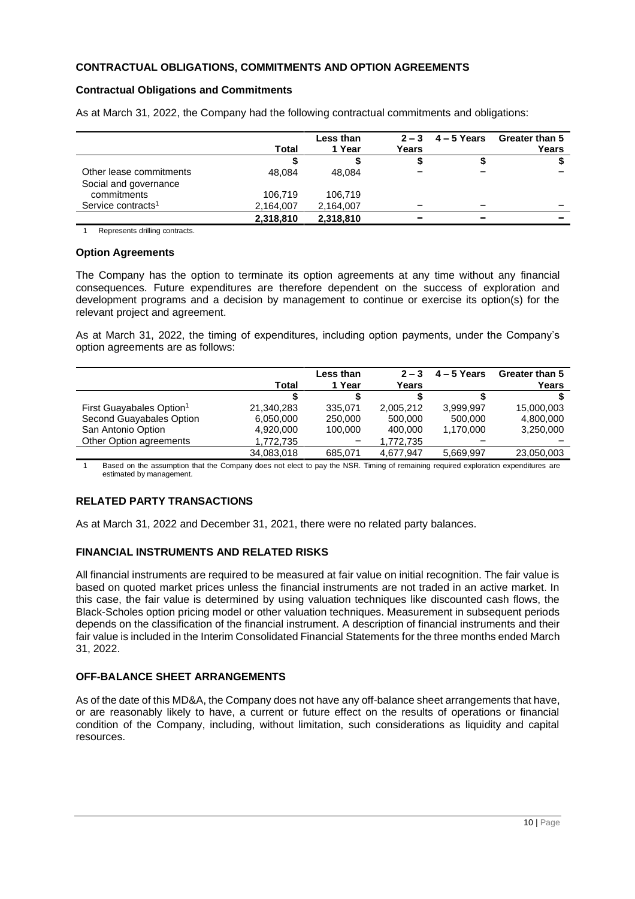## CONTRACTUAL OBLIGATIONS, COMMITMENTS AND OPTION AGREEMENTS

### Contractual Obligations and Commitments

As at March 31, 2022, the Company had the following contractual commitments and obligations:

| | Total | Less than 1 Year | 2 – 3 Years | 4 – 5 Years | Greater than 5 Years |
|---|---|---|---|---|---|
| | $ | $ | $ | $ | $ |
| Other lease commitments | 48,084 | 48,084 | – | – | – |
| Social and governance commitments | 106,719 | 106,719 | | | |
| Service contracts[1] | 2,164,007 | 2,164,007 | – | – | – |
| | 2,318,810 | 2,318,810 | – | – | – |

1 Represents drilling contracts.

### Option Agreements

The Company has the option to terminate its option agreements at any time without any financial consequences. Future expenditures are therefore dependent on the success of exploration and development programs and a decision by management to continue or exercise its option(s) for the relevant project and agreement.

As at March 31, 2022, the timing of expenditures, including option payments, under the Company's option agreements are as follows:

| | Total | Less than 1 Year | 2 – 3 Years | 4 – 5 Years | Greater than 5 Years |
|---|---|---|---|---|---|
| | $ | $ | $ | $ | $ |
| First Guayabales Option[1] | 21,340,283 | 335,071 | 2,005,212 | 3,999,997 | 15,000,003 |
| Second Guayabales Option | 6,050,000 | 250,000 | 500,000 | 500,000 | 4,800,000 |
| San Antonio Option | 4,920,000 | 100,000 | 400,000 | 1,170,000 | 3,250,000 |
| Other Option agreements | 1,772,735 | – | 1,772,735 | – | – |
| | 34,083,018 | 685,071 | 4,677,947 | 5,669,997 | 23,050,003 |

1 Based on the assumption that the Company does not elect to pay the NSR. Timing of remaining required exploration expenditures are estimated by management.

## RELATED PARTY TRANSACTIONS

As at March 31, 2022 and December 31, 2021, there were no related party balances.

## FINANCIAL INSTRUMENTS AND RELATED RISKS

All financial instruments are required to be measured at fair value on initial recognition. The fair value is based on quoted market prices unless the financial instruments are not traded in an active market. In this case, the fair value is determined by using valuation techniques like discounted cash flows, the Black-Scholes option pricing model or other valuation techniques. Measurement in subsequent periods depends on the classification of the financial instrument. A description of financial instruments and their fair value is included in the Interim Consolidated Financial Statements for the three months ended March 31, 2022.

## OFF-BALANCE SHEET ARRANGEMENTS

As of the date of this MD&A, the Company does not have any off-balance sheet arrangements that have, or are reasonably likely to have, a current or future effect on the results of operations or financial condition of the Company, including, without limitation, such considerations as liquidity and capital resources.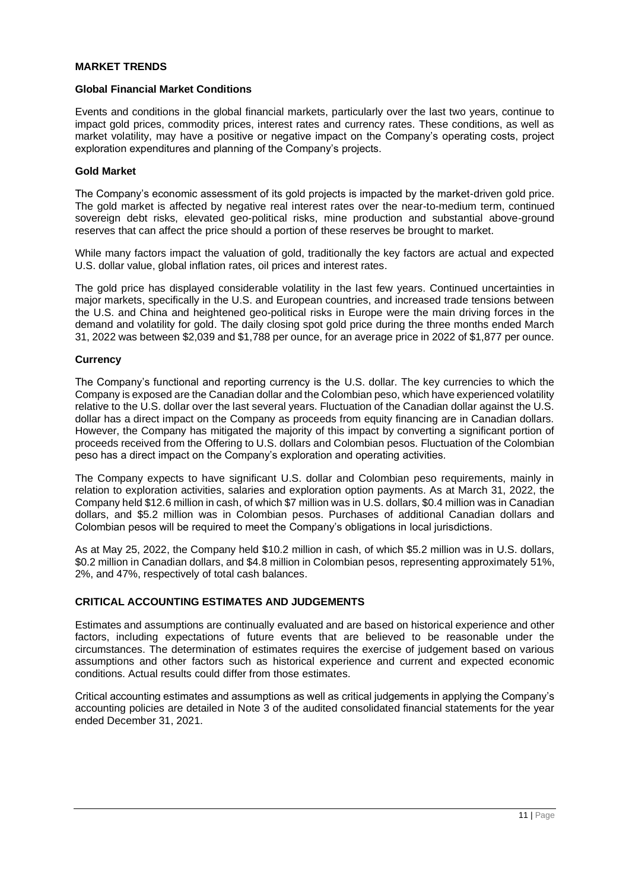## MARKET TRENDS

### Global Financial Market Conditions

Events and conditions in the global financial markets, particularly over the last two years, continue to impact gold prices, commodity prices, interest rates and currency rates. These conditions, as well as market volatility, may have a positive or negative impact on the Company's operating costs, project exploration expenditures and planning of the Company's projects.

### Gold Market

The Company's economic assessment of its gold projects is impacted by the market-driven gold price. The gold market is affected by negative real interest rates over the near-to-medium term, continued sovereign debt risks, elevated geo-political risks, mine production and substantial above-ground reserves that can affect the price should a portion of these reserves be brought to market.

While many factors impact the valuation of gold, traditionally the key factors are actual and expected U.S. dollar value, global inflation rates, oil prices and interest rates.

The gold price has displayed considerable volatility in the last few years. Continued uncertainties in major markets, specifically in the U.S. and European countries, and increased trade tensions between the U.S. and China and heightened geo-political risks in Europe were the main driving forces in the demand and volatility for gold. The daily closing spot gold price during the three months ended March 31, 2022 was between $2,039 and $1,788 per ounce, for an average price in 2022 of $1,877 per ounce.

### Currency

The Company's functional and reporting currency is the U.S. dollar. The key currencies to which the Company is exposed are the Canadian dollar and the Colombian peso, which have experienced volatility relative to the U.S. dollar over the last several years. Fluctuation of the Canadian dollar against the U.S. dollar has a direct impact on the Company as proceeds from equity financing are in Canadian dollars. However, the Company has mitigated the majority of this impact by converting a significant portion of proceeds received from the Offering to U.S. dollars and Colombian pesos. Fluctuation of the Colombian peso has a direct impact on the Company's exploration and operating activities.

The Company expects to have significant U.S. dollar and Colombian peso requirements, mainly in relation to exploration activities, salaries and exploration option payments. As at March 31, 2022, the Company held $12.6 million in cash, of which $7 million was in U.S. dollars, $0.4 million was in Canadian dollars, and $5.2 million was in Colombian pesos. Purchases of additional Canadian dollars and Colombian pesos will be required to meet the Company's obligations in local jurisdictions.

As at May 25, 2022, the Company held $10.2 million in cash, of which $5.2 million was in U.S. dollars, $0.2 million in Canadian dollars, and $4.8 million in Colombian pesos, representing approximately 51%, 2%, and 47%, respectively of total cash balances.

## CRITICAL ACCOUNTING ESTIMATES AND JUDGEMENTS

Estimates and assumptions are continually evaluated and are based on historical experience and other factors, including expectations of future events that are believed to be reasonable under the circumstances. The determination of estimates requires the exercise of judgement based on various assumptions and other factors such as historical experience and current and expected economic conditions. Actual results could differ from those estimates.

Critical accounting estimates and assumptions as well as critical judgements in applying the Company's accounting policies are detailed in Note 3 of the audited consolidated financial statements for the year ended December 31, 2021.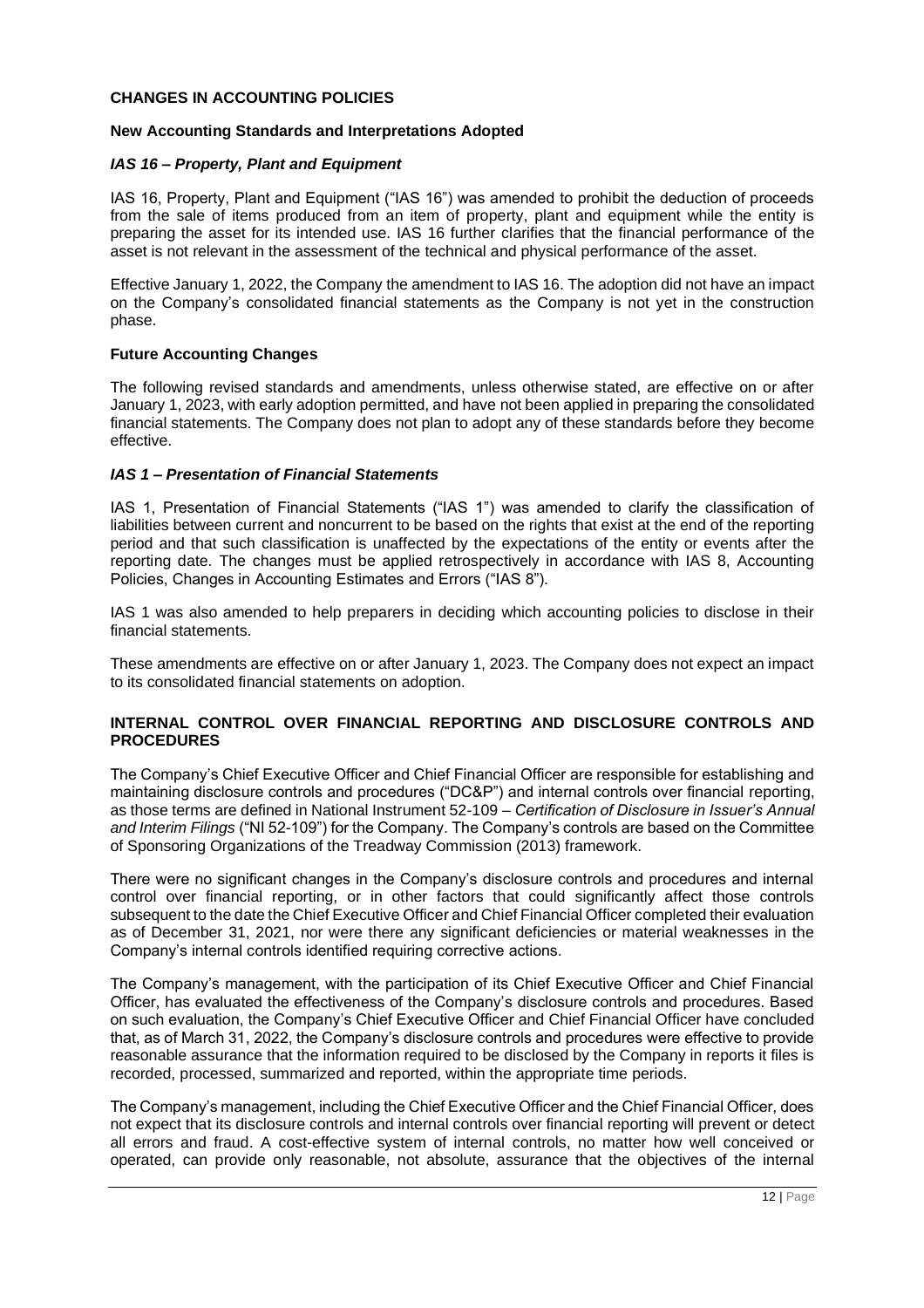## CHANGES IN ACCOUNTING POLICIES

### New Accounting Standards and Interpretations Adopted

#### *IAS 16 – Property, Plant and Equipment*

IAS 16, Property, Plant and Equipment ("IAS 16") was amended to prohibit the deduction of proceeds from the sale of items produced from an item of property, plant and equipment while the entity is preparing the asset for its intended use. IAS 16 further clarifies that the financial performance of the asset is not relevant in the assessment of the technical and physical performance of the asset.

Effective January 1, 2022, the Company the amendment to IAS 16. The adoption did not have an impact on the Company's consolidated financial statements as the Company is not yet in the construction phase.

### Future Accounting Changes

The following revised standards and amendments, unless otherwise stated, are effective on or after January 1, 2023, with early adoption permitted, and have not been applied in preparing the consolidated financial statements. The Company does not plan to adopt any of these standards before they become effective.

#### *IAS 1 – Presentation of Financial Statements*

IAS 1, Presentation of Financial Statements ("IAS 1") was amended to clarify the classification of liabilities between current and noncurrent to be based on the rights that exist at the end of the reporting period and that such classification is unaffected by the expectations of the entity or events after the reporting date. The changes must be applied retrospectively in accordance with IAS 8, Accounting Policies, Changes in Accounting Estimates and Errors ("IAS 8").

IAS 1 was also amended to help preparers in deciding which accounting policies to disclose in their financial statements.

These amendments are effective on or after January 1, 2023. The Company does not expect an impact to its consolidated financial statements on adoption.

## INTERNAL CONTROL OVER FINANCIAL REPORTING AND DISCLOSURE CONTROLS AND PROCEDURES

The Company's Chief Executive Officer and Chief Financial Officer are responsible for establishing and maintaining disclosure controls and procedures ("DC&P") and internal controls over financial reporting, as those terms are defined in National Instrument 52-109 – *Certification of Disclosure in Issuer's Annual and Interim Filings* ("NI 52-109") for the Company. The Company's controls are based on the Committee of Sponsoring Organizations of the Treadway Commission (2013) framework.

There were no significant changes in the Company's disclosure controls and procedures and internal control over financial reporting, or in other factors that could significantly affect those controls subsequent to the date the Chief Executive Officer and Chief Financial Officer completed their evaluation as of December 31, 2021, nor were there any significant deficiencies or material weaknesses in the Company's internal controls identified requiring corrective actions.

The Company's management, with the participation of its Chief Executive Officer and Chief Financial Officer, has evaluated the effectiveness of the Company's disclosure controls and procedures. Based on such evaluation, the Company's Chief Executive Officer and Chief Financial Officer have concluded that, as of March 31, 2022, the Company's disclosure controls and procedures were effective to provide reasonable assurance that the information required to be disclosed by the Company in reports it files is recorded, processed, summarized and reported, within the appropriate time periods.

The Company's management, including the Chief Executive Officer and the Chief Financial Officer, does not expect that its disclosure controls and internal controls over financial reporting will prevent or detect all errors and fraud. A cost-effective system of internal controls, no matter how well conceived or operated, can provide only reasonable, not absolute, assurance that the objectives of the internal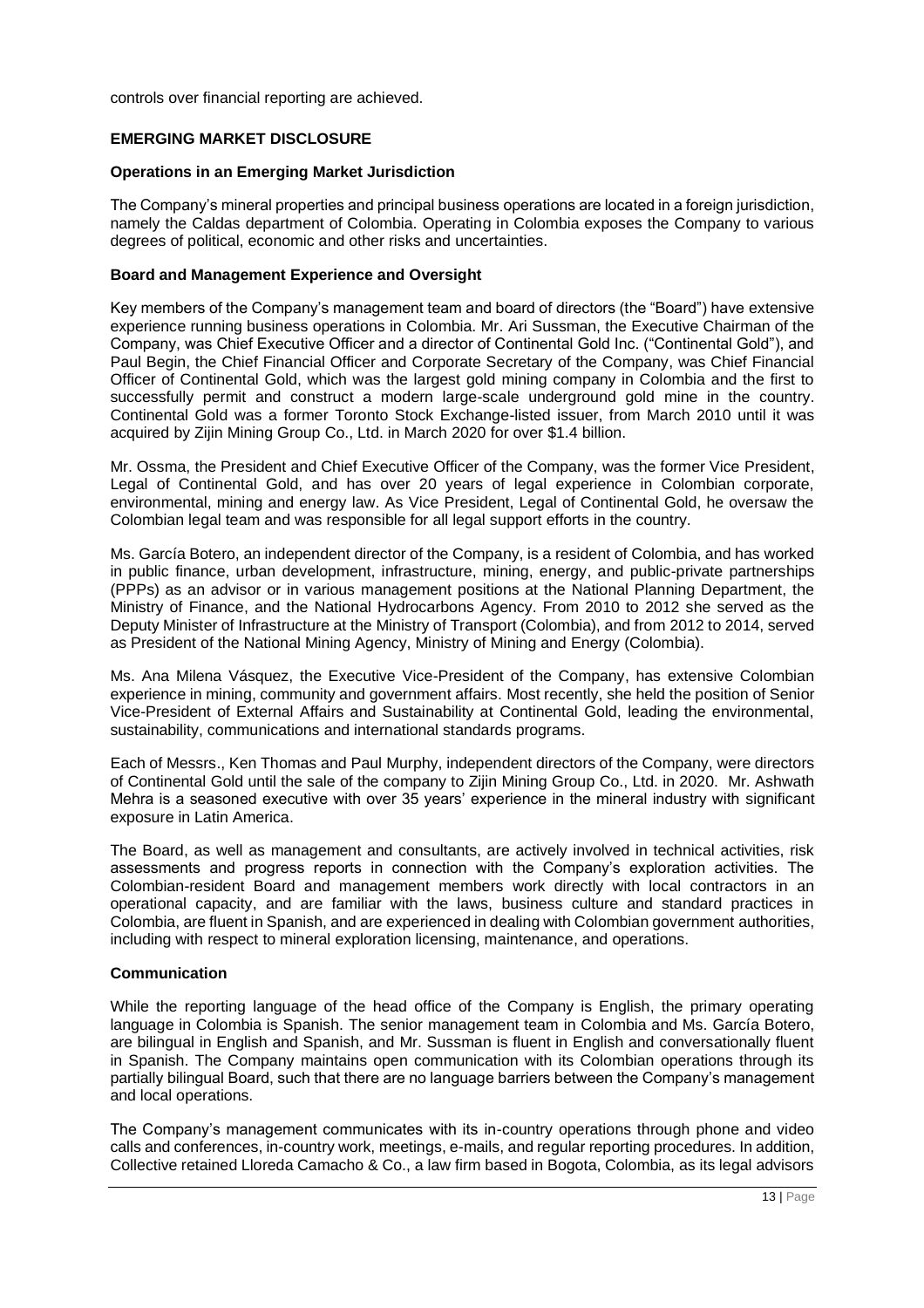controls over financial reporting are achieved.

## EMERGING MARKET DISCLOSURE

### Operations in an Emerging Market Jurisdiction

The Company's mineral properties and principal business operations are located in a foreign jurisdiction, namely the Caldas department of Colombia. Operating in Colombia exposes the Company to various degrees of political, economic and other risks and uncertainties.

### Board and Management Experience and Oversight

Key members of the Company's management team and board of directors (the "Board") have extensive experience running business operations in Colombia. Mr. Ari Sussman, the Executive Chairman of the Company, was Chief Executive Officer and a director of Continental Gold Inc. ("Continental Gold"), and Paul Begin, the Chief Financial Officer and Corporate Secretary of the Company, was Chief Financial Officer of Continental Gold, which was the largest gold mining company in Colombia and the first to successfully permit and construct a modern large-scale underground gold mine in the country. Continental Gold was a former Toronto Stock Exchange-listed issuer, from March 2010 until it was acquired by Zijin Mining Group Co., Ltd. in March 2020 for over $1.4 billion.

Mr. Ossma, the President and Chief Executive Officer of the Company, was the former Vice President, Legal of Continental Gold, and has over 20 years of legal experience in Colombian corporate, environmental, mining and energy law. As Vice President, Legal of Continental Gold, he oversaw the Colombian legal team and was responsible for all legal support efforts in the country.

Ms. García Botero, an independent director of the Company, is a resident of Colombia, and has worked in public finance, urban development, infrastructure, mining, energy, and public-private partnerships (PPPs) as an advisor or in various management positions at the National Planning Department, the Ministry of Finance, and the National Hydrocarbons Agency. From 2010 to 2012 she served as the Deputy Minister of Infrastructure at the Ministry of Transport (Colombia), and from 2012 to 2014, served as President of the National Mining Agency, Ministry of Mining and Energy (Colombia).

Ms. Ana Milena Vásquez, the Executive Vice-President of the Company, has extensive Colombian experience in mining, community and government affairs. Most recently, she held the position of Senior Vice-President of External Affairs and Sustainability at Continental Gold, leading the environmental, sustainability, communications and international standards programs.

Each of Messrs., Ken Thomas and Paul Murphy, independent directors of the Company, were directors of Continental Gold until the sale of the company to Zijin Mining Group Co., Ltd. in 2020. Mr. Ashwath Mehra is a seasoned executive with over 35 years' experience in the mineral industry with significant exposure in Latin America.

The Board, as well as management and consultants, are actively involved in technical activities, risk assessments and progress reports in connection with the Company's exploration activities. The Colombian-resident Board and management members work directly with local contractors in an operational capacity, and are familiar with the laws, business culture and standard practices in Colombia, are fluent in Spanish, and are experienced in dealing with Colombian government authorities, including with respect to mineral exploration licensing, maintenance, and operations.

### Communication

While the reporting language of the head office of the Company is English, the primary operating language in Colombia is Spanish. The senior management team in Colombia and Ms. García Botero, are bilingual in English and Spanish, and Mr. Sussman is fluent in English and conversationally fluent in Spanish. The Company maintains open communication with its Colombian operations through its partially bilingual Board, such that there are no language barriers between the Company's management and local operations.

The Company's management communicates with its in-country operations through phone and video calls and conferences, in-country work, meetings, e-mails, and regular reporting procedures. In addition, Collective retained Lloreda Camacho & Co., a law firm based in Bogota, Colombia, as its legal advisors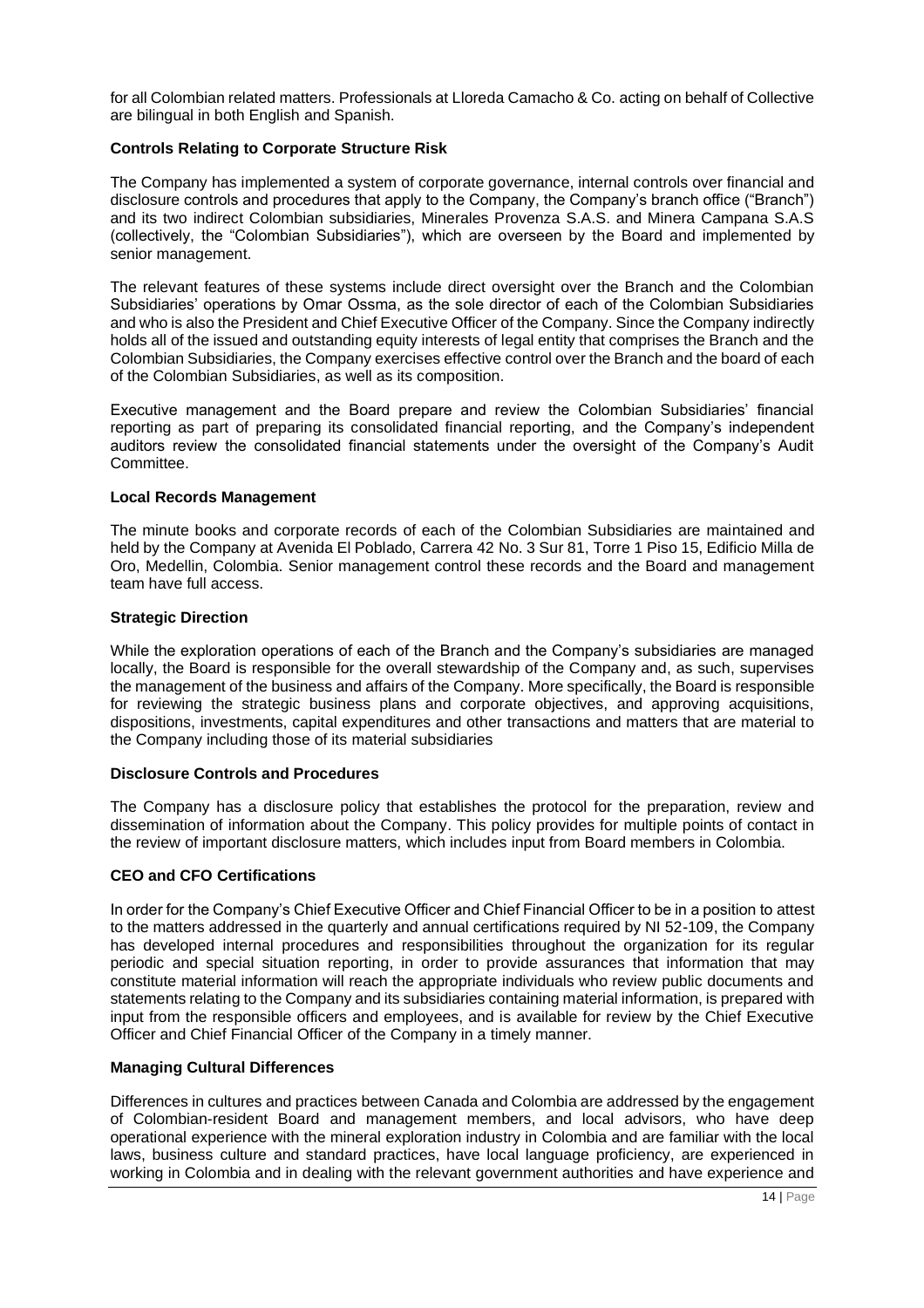for all Colombian related matters. Professionals at Lloreda Camacho & Co. acting on behalf of Collective are bilingual in both English and Spanish.

**Controls Relating to Corporate Structure Risk**

The Company has implemented a system of corporate governance, internal controls over financial and disclosure controls and procedures that apply to the Company, the Company's branch office ("Branch") and its two indirect Colombian subsidiaries, Minerales Provenza S.A.S. and Minera Campana S.A.S (collectively, the "Colombian Subsidiaries"), which are overseen by the Board and implemented by senior management.

The relevant features of these systems include direct oversight over the Branch and the Colombian Subsidiaries' operations by Omar Ossma, as the sole director of each of the Colombian Subsidiaries and who is also the President and Chief Executive Officer of the Company. Since the Company indirectly holds all of the issued and outstanding equity interests of legal entity that comprises the Branch and the Colombian Subsidiaries, the Company exercises effective control over the Branch and the board of each of the Colombian Subsidiaries, as well as its composition.

Executive management and the Board prepare and review the Colombian Subsidiaries' financial reporting as part of preparing its consolidated financial reporting, and the Company's independent auditors review the consolidated financial statements under the oversight of the Company's Audit Committee.

**Local Records Management**

The minute books and corporate records of each of the Colombian Subsidiaries are maintained and held by the Company at Avenida El Poblado, Carrera 42 No. 3 Sur 81, Torre 1 Piso 15, Edificio Milla de Oro, Medellin, Colombia. Senior management control these records and the Board and management team have full access.

**Strategic Direction**

While the exploration operations of each of the Branch and the Company's subsidiaries are managed locally, the Board is responsible for the overall stewardship of the Company and, as such, supervises the management of the business and affairs of the Company. More specifically, the Board is responsible for reviewing the strategic business plans and corporate objectives, and approving acquisitions, dispositions, investments, capital expenditures and other transactions and matters that are material to the Company including those of its material subsidiaries

**Disclosure Controls and Procedures**

The Company has a disclosure policy that establishes the protocol for the preparation, review and dissemination of information about the Company. This policy provides for multiple points of contact in the review of important disclosure matters, which includes input from Board members in Colombia.

**CEO and CFO Certifications**

In order for the Company's Chief Executive Officer and Chief Financial Officer to be in a position to attest to the matters addressed in the quarterly and annual certifications required by NI 52-109, the Company has developed internal procedures and responsibilities throughout the organization for its regular periodic and special situation reporting, in order to provide assurances that information that may constitute material information will reach the appropriate individuals who review public documents and statements relating to the Company and its subsidiaries containing material information, is prepared with input from the responsible officers and employees, and is available for review by the Chief Executive Officer and Chief Financial Officer of the Company in a timely manner.

**Managing Cultural Differences**

Differences in cultures and practices between Canada and Colombia are addressed by the engagement of Colombian-resident Board and management members, and local advisors, who have deep operational experience with the mineral exploration industry in Colombia and are familiar with the local laws, business culture and standard practices, have local language proficiency, are experienced in working in Colombia and in dealing with the relevant government authorities and have experience and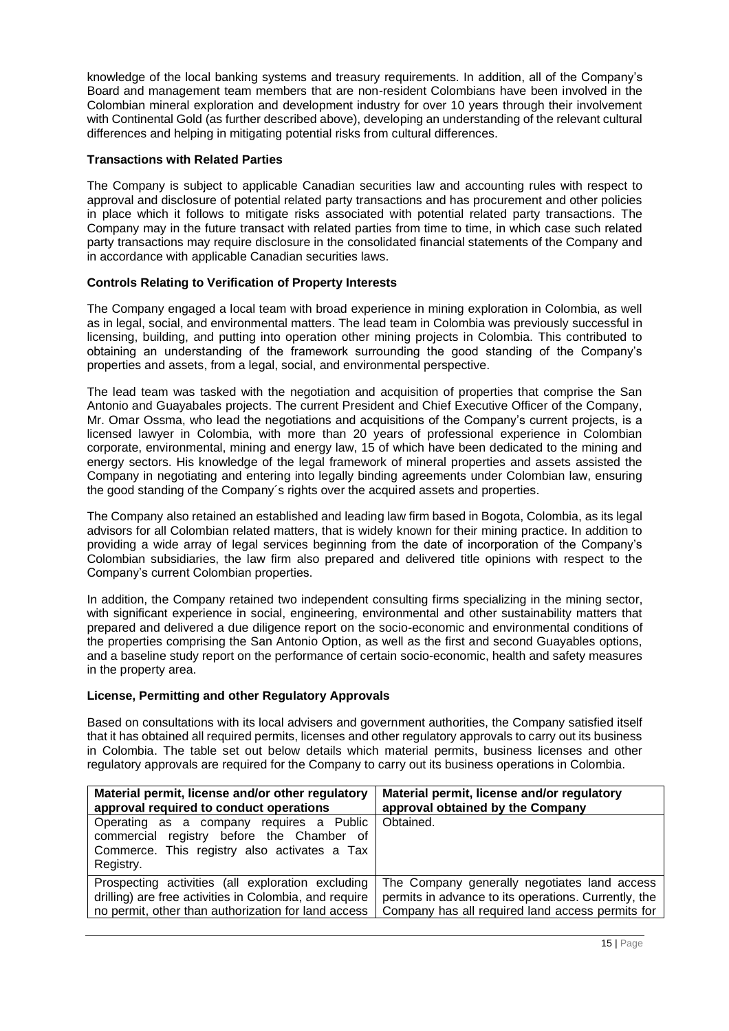knowledge of the local banking systems and treasury requirements. In addition, all of the Company's Board and management team members that are non-resident Colombians have been involved in the Colombian mineral exploration and development industry for over 10 years through their involvement with Continental Gold (as further described above), developing an understanding of the relevant cultural differences and helping in mitigating potential risks from cultural differences.

### Transactions with Related Parties

The Company is subject to applicable Canadian securities law and accounting rules with respect to approval and disclosure of potential related party transactions and has procurement and other policies in place which it follows to mitigate risks associated with potential related party transactions. The Company may in the future transact with related parties from time to time, in which case such related party transactions may require disclosure in the consolidated financial statements of the Company and in accordance with applicable Canadian securities laws.

### Controls Relating to Verification of Property Interests

The Company engaged a local team with broad experience in mining exploration in Colombia, as well as in legal, social, and environmental matters. The lead team in Colombia was previously successful in licensing, building, and putting into operation other mining projects in Colombia. This contributed to obtaining an understanding of the framework surrounding the good standing of the Company's properties and assets, from a legal, social, and environmental perspective.

The lead team was tasked with the negotiation and acquisition of properties that comprise the San Antonio and Guayabales projects. The current President and Chief Executive Officer of the Company, Mr. Omar Ossma, who lead the negotiations and acquisitions of the Company's current projects, is a licensed lawyer in Colombia, with more than 20 years of professional experience in Colombian corporate, environmental, mining and energy law, 15 of which have been dedicated to the mining and energy sectors. His knowledge of the legal framework of mineral properties and assets assisted the Company in negotiating and entering into legally binding agreements under Colombian law, ensuring the good standing of the Company´s rights over the acquired assets and properties.

The Company also retained an established and leading law firm based in Bogota, Colombia, as its legal advisors for all Colombian related matters, that is widely known for their mining practice. In addition to providing a wide array of legal services beginning from the date of incorporation of the Company's Colombian subsidiaries, the law firm also prepared and delivered title opinions with respect to the Company's current Colombian properties.

In addition, the Company retained two independent consulting firms specializing in the mining sector, with significant experience in social, engineering, environmental and other sustainability matters that prepared and delivered a due diligence report on the socio-economic and environmental conditions of the properties comprising the San Antonio Option, as well as the first and second Guayables options, and a baseline study report on the performance of certain socio-economic, health and safety measures in the property area.

### License, Permitting and other Regulatory Approvals

Based on consultations with its local advisers and government authorities, the Company satisfied itself that it has obtained all required permits, licenses and other regulatory approvals to carry out its business in Colombia. The table set out below details which material permits, business licenses and other regulatory approvals are required for the Company to carry out its business operations in Colombia.

| Material permit, license and/or other regulatory approval required to conduct operations | Material permit, license and/or regulatory approval obtained by the Company |
|---|---|
| Operating as a company requires a Public commercial registry before the Chamber of Commerce. This registry also activates a Tax Registry. | Obtained. |
| Prospecting activities (all exploration excluding drilling) are free activities in Colombia, and require no permit, other than authorization for land access | The Company generally negotiates land access permits in advance to its operations. Currently, the Company has all required land access permits for |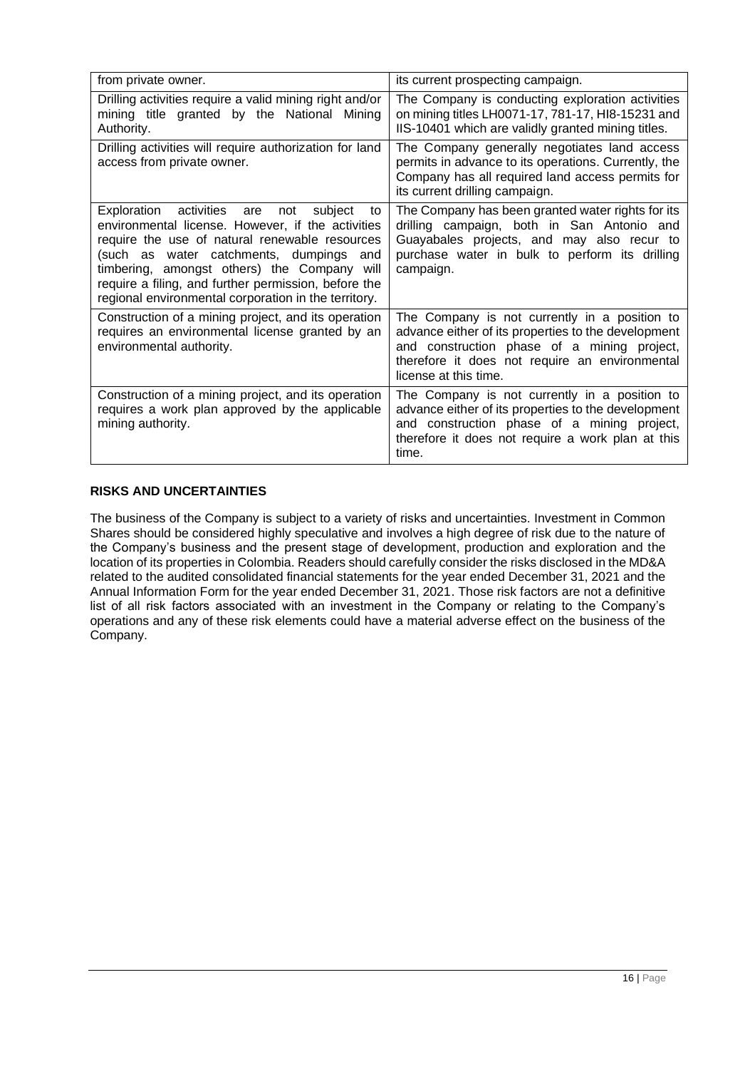| | |
|---|---|
| from private owner. | its current prospecting campaign. |
| Drilling activities require a valid mining right and/or mining title granted by the National Mining Authority. | The Company is conducting exploration activities on mining titles LH0071-17, 781-17, HI8-15231 and IIS-10401 which are validly granted mining titles. |
| Drilling activities will require authorization for land access from private owner. | The Company generally negotiates land access permits in advance to its operations. Currently, the Company has all required land access permits for its current drilling campaign. |
| Exploration activities are not subject to environmental license. However, if the activities require the use of natural renewable resources (such as water catchments, dumpings and timbering, amongst others) the Company will require a filing, and further permission, before the regional environmental corporation in the territory. | The Company has been granted water rights for its drilling campaign, both in San Antonio and Guayabales projects, and may also recur to purchase water in bulk to perform its drilling campaign. |
| Construction of a mining project, and its operation requires an environmental license granted by an environmental authority. | The Company is not currently in a position to advance either of its properties to the development and construction phase of a mining project, therefore it does not require an environmental license at this time. |
| Construction of a mining project, and its operation requires a work plan approved by the applicable mining authority. | The Company is not currently in a position to advance either of its properties to the development and construction phase of a mining project, therefore it does not require a work plan at this time. |

## RISKS AND UNCERTAINTIES

The business of the Company is subject to a variety of risks and uncertainties. Investment in Common Shares should be considered highly speculative and involves a high degree of risk due to the nature of the Company's business and the present stage of development, production and exploration and the location of its properties in Colombia. Readers should carefully consider the risks disclosed in the MD&A related to the audited consolidated financial statements for the year ended December 31, 2021 and the Annual Information Form for the year ended December 31, 2021. Those risk factors are not a definitive list of all risk factors associated with an investment in the Company or relating to the Company's operations and any of these risk elements could have a material adverse effect on the business of the Company.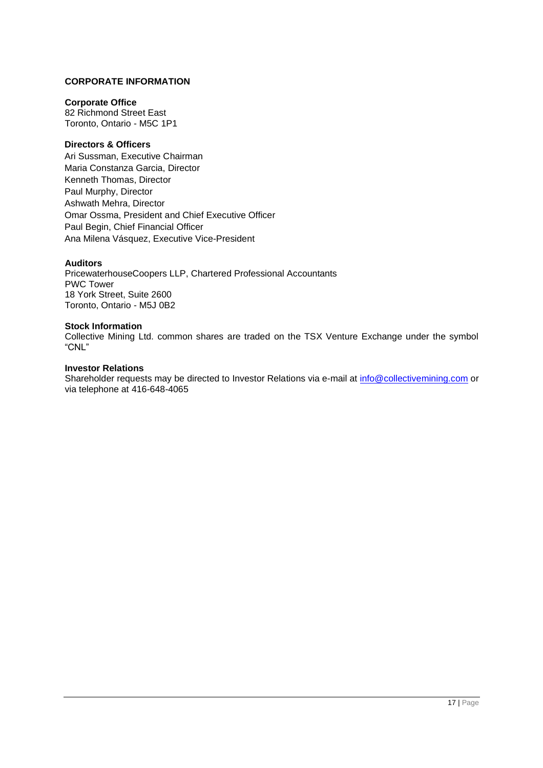## CORPORATE INFORMATION

**Corporate Office**
82 Richmond Street East
Toronto, Ontario - M5C 1P1

**Directors & Officers**
Ari Sussman, Executive Chairman
Maria Constanza Garcia, Director
Kenneth Thomas, Director
Paul Murphy, Director
Ashwath Mehra, Director
Omar Ossma, President and Chief Executive Officer
Paul Begin, Chief Financial Officer
Ana Milena Vásquez, Executive Vice-President

**Auditors**
PricewaterhouseCoopers LLP, Chartered Professional Accountants
PWC Tower
18 York Street, Suite 2600
Toronto, Ontario - M5J 0B2

**Stock Information**
Collective Mining Ltd. common shares are traded on the TSX Venture Exchange under the symbol "CNL"

**Investor Relations**
Shareholder requests may be directed to Investor Relations via e-mail at info@collectivemining.com or via telephone at 416-648-4065